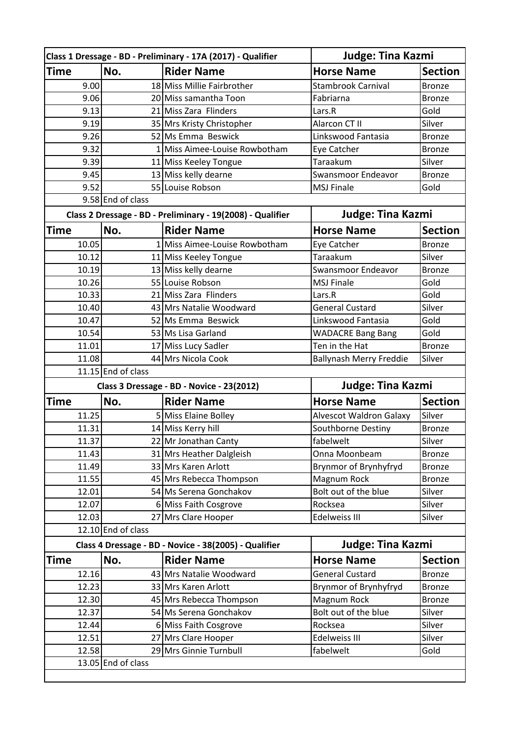| Class 1 Dressage - BD - Preliminary - 17A (2017) - Qualifier | | | Judge: Tina Kazmi | |
|---|---|---|---|---|
| **Time** | **No.** | **Rider Name** | **Horse Name** | **Section** |
| 9.00 | 18 | Miss Millie Fairbrother | Stambrook Carnival | Bronze |
| 9.06 | 20 | Miss samantha Toon | Fabriarna | Bronze |
| 9.13 | 21 | Miss Zara Flinders | Lars.R | Gold |
| 9.19 | 35 | Mrs Kristy Christopher | Alarcon CT II | Silver |
| 9.26 | 52 | Ms Emma Beswick | Linkswood Fantasia | Bronze |
| 9.32 | 1 | Miss Aimee-Louise Rowbotham | Eye Catcher | Bronze |
| 9.39 | 11 | Miss Keeley Tongue | Taraakum | Silver |
| 9.45 | 13 | Miss kelly dearne | Swansmoor Endeavor | Bronze |
| 9.52 | 55 | Louise Robson | MSJ Finale | Gold |
| | 9.58 End of class | | | |

| Class 2 Dressage - BD - Preliminary - 19(2008) - Qualifier | | | Judge: Tina Kazmi | |
|---|---|---|---|---|
| **Time** | **No.** | **Rider Name** | **Horse Name** | **Section** |
| 10.05 | 1 | Miss Aimee-Louise Rowbotham | Eye Catcher | Bronze |
| 10.12 | 11 | Miss Keeley Tongue | Taraakum | Silver |
| 10.19 | 13 | Miss kelly dearne | Swansmoor Endeavor | Bronze |
| 10.26 | 55 | Louise Robson | MSJ Finale | Gold |
| 10.33 | 21 | Miss Zara Flinders | Lars.R | Gold |
| 10.40 | 43 | Mrs Natalie Woodward | General Custard | Silver |
| 10.47 | 52 | Ms Emma Beswick | Linkswood Fantasia | Gold |
| 10.54 | 53 | Ms Lisa Garland | WADACRE Bang Bang | Gold |
| 11.01 | 17 | Miss Lucy Sadler | Ten in the Hat | Bronze |
| 11.08 | 44 | Mrs Nicola Cook | Ballynash Merry Freddie | Silver |
| | 11.15 End of class | | | |

| Class 3 Dressage - BD - Novice - 23(2012) | | | Judge: Tina Kazmi | |
|---|---|---|---|---|
| **Time** | **No.** | **Rider Name** | **Horse Name** | **Section** |
| 11.25 | 5 | Miss Elaine Bolley | Alvescot Waldron Galaxy | Silver |
| 11.31 | 14 | Miss Kerry hill | Southborne Destiny | Bronze |
| 11.37 | 22 | Mr Jonathan Canty | fabelwelt | Silver |
| 11.43 | 31 | Mrs Heather Dalgleish | Onna Moonbeam | Bronze |
| 11.49 | 33 | Mrs Karen Arlott | Brynmor of Brynhyfryd | Bronze |
| 11.55 | 45 | Mrs Rebecca Thompson | Magnum Rock | Bronze |
| 12.01 | 54 | Ms Serena Gonchakov | Bolt out of the blue | Silver |
| 12.07 | 6 | Miss Faith Cosgrove | Rocksea | Silver |
| 12.03 | 27 | Mrs Clare Hooper | Edelweiss III | Silver |
| | 12.10 End of class | | | |

| Class 4 Dressage - BD - Novice - 38(2005) - Qualifier | | | Judge: Tina Kazmi | |
|---|---|---|---|---|
| **Time** | **No.** | **Rider Name** | **Horse Name** | **Section** |
| 12.16 | 43 | Mrs Natalie Woodward | General Custard | Bronze |
| 12.23 | 33 | Mrs Karen Arlott | Brynmor of Brynhyfryd | Bronze |
| 12.30 | 45 | Mrs Rebecca Thompson | Magnum Rock | Bronze |
| 12.37 | 54 | Ms Serena Gonchakov | Bolt out of the blue | Silver |
| 12.44 | 6 | Miss Faith Cosgrove | Rocksea | Silver |
| 12.51 | 27 | Mrs Clare Hooper | Edelweiss III | Silver |
| 12.58 | 29 | Mrs Ginnie Turnbull | fabelwelt | Gold |
| | 13.05 End of class | | | |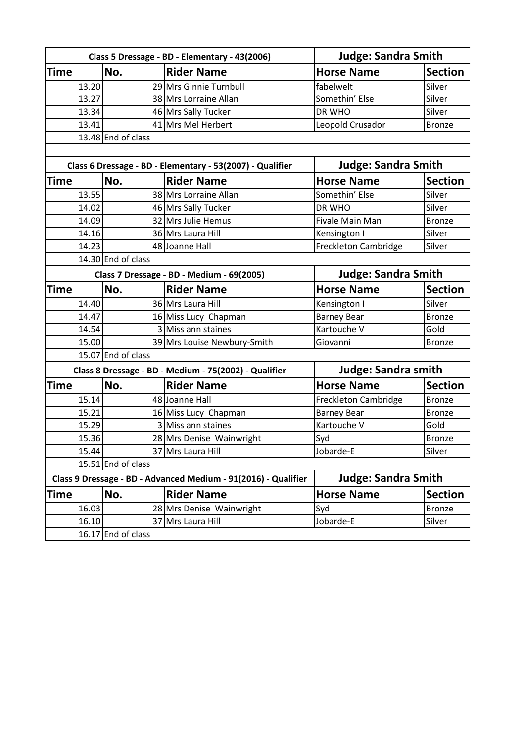| Class 5 Dressage - BD - Elementary - 43(2006) | | | Judge: Sandra Smith | |
|---|---|---|---|---|
| **Time** | **No.** | **Rider Name** | **Horse Name** | **Section** |
| 13.20 | 29 | Mrs Ginnie Turnbull | fabelwelt | Silver |
| 13.27 | 38 | Mrs Lorraine Allan | Somethin' Else | Silver |
| 13.34 | 46 | Mrs Sally Tucker | DR WHO | Silver |
| 13.41 | 41 | Mrs Mel Herbert | Leopold Crusador | Bronze |
| 13.48 | End of class | | | |

| Class 6 Dressage - BD - Elementary - 53(2007) - Qualifier | | | Judge: Sandra Smith | |
|---|---|---|---|---|
| **Time** | **No.** | **Rider Name** | **Horse Name** | **Section** |
| 13.55 | 38 | Mrs Lorraine Allan | Somethin' Else | Silver |
| 14.02 | 46 | Mrs Sally Tucker | DR WHO | Silver |
| 14.09 | 32 | Mrs Julie Hemus | Fivale Main Man | Bronze |
| 14.16 | 36 | Mrs Laura Hill | Kensington I | Silver |
| 14.23 | 48 | Joanne Hall | Freckleton Cambridge | Silver |
| 14.30 | End of class | | | |

| Class 7 Dressage - BD - Medium - 69(2005) | | | Judge: Sandra Smith | |
|---|---|---|---|---|
| **Time** | **No.** | **Rider Name** | **Horse Name** | **Section** |
| 14.40 | 36 | Mrs Laura Hill | Kensington I | Silver |
| 14.47 | 16 | Miss Lucy Chapman | Barney Bear | Bronze |
| 14.54 | 3 | Miss ann staines | Kartouche V | Gold |
| 15.00 | 39 | Mrs Louise Newbury-Smith | Giovanni | Bronze |
| 15.07 | End of class | | | |

| Class 8 Dressage - BD - Medium - 75(2002) - Qualifier | | | Judge: Sandra smith | |
|---|---|---|---|---|
| **Time** | **No.** | **Rider Name** | **Horse Name** | **Section** |
| 15.14 | 48 | Joanne Hall | Freckleton Cambridge | Bronze |
| 15.21 | 16 | Miss Lucy Chapman | Barney Bear | Bronze |
| 15.29 | 3 | Miss ann staines | Kartouche V | Gold |
| 15.36 | 28 | Mrs Denise Wainwright | Syd | Bronze |
| 15.44 | 37 | Mrs Laura Hill | Jobarde-E | Silver |
| 15.51 | End of class | | | |

| Class 9 Dressage - BD - Advanced Medium - 91(2016) - Qualifier | | | Judge: Sandra Smith | |
|---|---|---|---|---|
| **Time** | **No.** | **Rider Name** | **Horse Name** | **Section** |
| 16.03 | 28 | Mrs Denise Wainwright | Syd | Bronze |
| 16.10 | 37 | Mrs Laura Hill | Jobarde-E | Silver |
| 16.17 | End of class | | | |